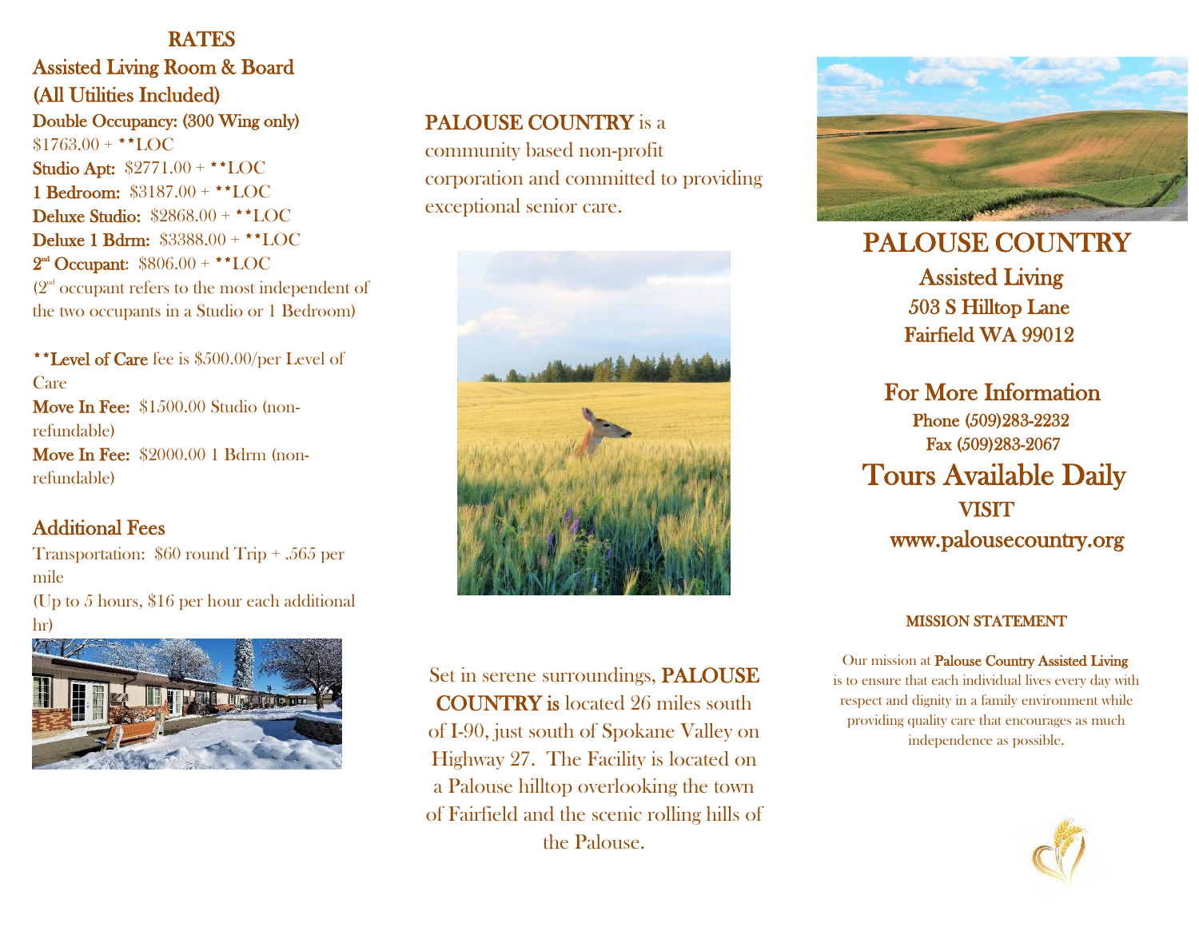## RATES

### Assisted Living Room & Board (All Utilities Included)

**Double Occupancy: (300 Wing only)** $1763.00 + **LOC

**Studio Apt:** $2771.00 + **LOC

**1 Bedroom:** $3187.00 + **LOC

**Deluxe Studio:** $2868.00 + **LOC

**Deluxe 1 Bdrm:** $3388.00 + **LOC

**2nd Occupant:** $806.00 + **LOC

(2nd occupant refers to the most independent of the two occupants in a Studio or 1 Bedroom)

****Level of Care** fee is $500.00/per Level of Care

**Move In Fee:** $1500.00 Studio (non-refundable)

**Move In Fee:** $2000.00 1 Bdrm (non-refundable)

### Additional Fees

Transportation: $60 round Trip + .565 per mile

(Up to 5 hours, $16 per hour each additional hr)

**PALOUSE COUNTRY** is a community based non-profit corporation and committed to providing exceptional senior care.

Set in serene surroundings, **PALOUSE COUNTRY is** located 26 miles south of I-90, just south of Spokane Valley on Highway 27. The Facility is located on a Palouse hilltop overlooking the town of Fairfield and the scenic rolling hills of the Palouse.

# PALOUSE COUNTRY

**Assisted Living**
**503 S Hilltop Lane**
**Fairfield WA 99012**

## For More Information

**Phone (509)283-2232**
**Fax (509)283-2067**

## Tours Available Daily

**VISIT**
**www.palousecountry.org**

### MISSION STATEMENT

Our mission at **Palouse Country Assisted Living** is to ensure that each individual lives every day with respect and dignity in a family environment while providing quality care that encourages as much independence as possible.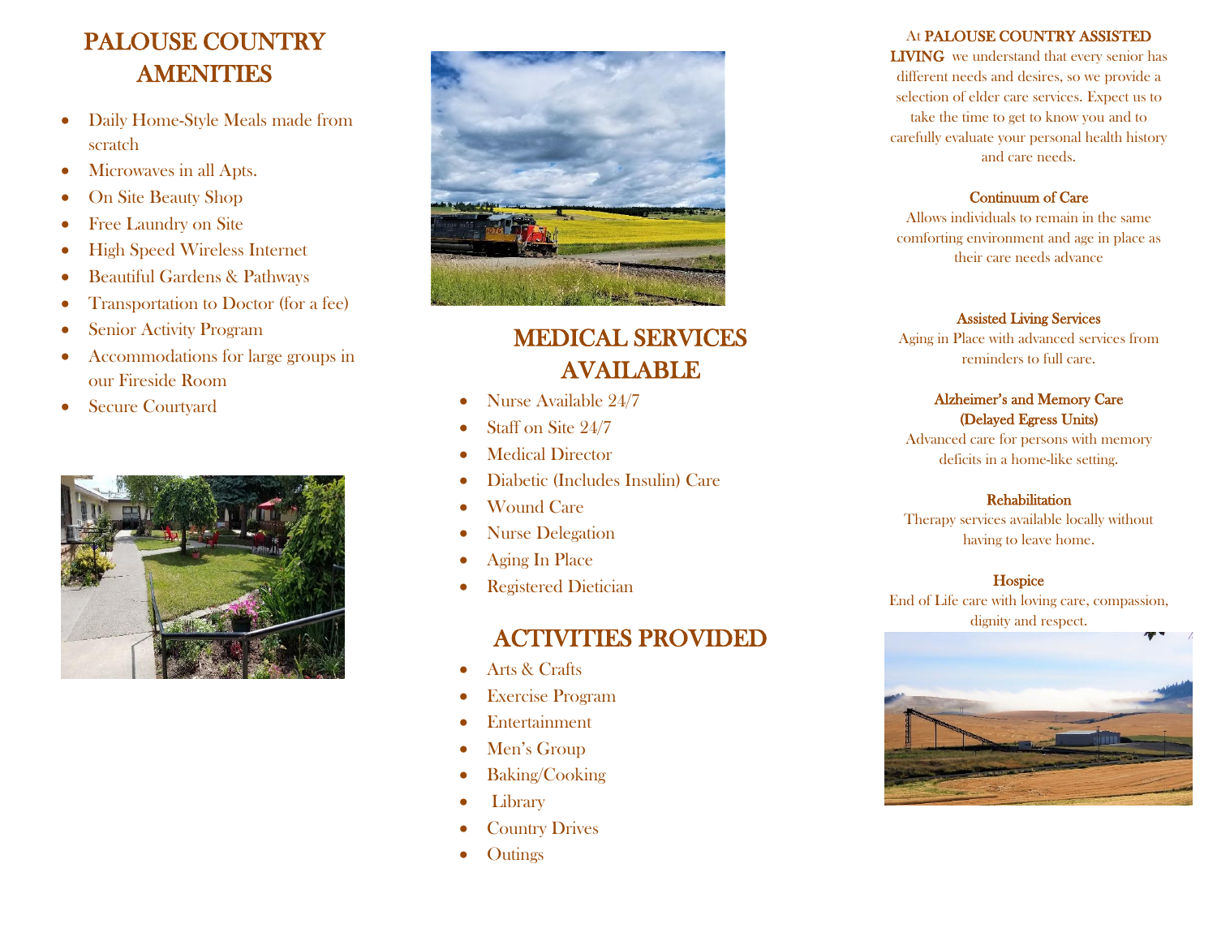# PALOUSE COUNTRY AMENITIES

- Daily Home-Style Meals made from scratch
- Microwaves in all Apts.
- On Site Beauty Shop
- Free Laundry on Site
- High Speed Wireless Internet
- Beautiful Gardens & Pathways
- Transportation to Doctor (for a fee)
- Senior Activity Program
- Accommodations for large groups in our Fireside Room
- Secure Courtyard

# MEDICAL SERVICES AVAILABLE

- Nurse Available 24/7
- Staff on Site 24/7
- Medical Director
- Diabetic (Includes Insulin) Care
- Wound Care
- Nurse Delegation
- Aging In Place
- Registered Dietician

# ACTIVITIES PROVIDED

- Arts & Crafts
- Exercise Program
- Entertainment
- Men's Group
- Baking/Cooking
- Library
- Country Drives
- Outings

At **PALOUSE COUNTRY ASSISTED LIVING** we understand that every senior has different needs and desires, so we provide a selection of elder care services. Expect us to take the time to get to know you and to carefully evaluate your personal health history and care needs.

**Continuum of Care**
Allows individuals to remain in the same comforting environment and age in place as their care needs advance

**Assisted Living Services**
Aging in Place with advanced services from reminders to full care.

**Alzheimer's and Memory Care (Delayed Egress Units)**
Advanced care for persons with memory deficits in a home-like setting.

**Rehabilitation**
Therapy services available locally without having to leave home.

**Hospice**
End of Life care with loving care, compassion, dignity and respect.